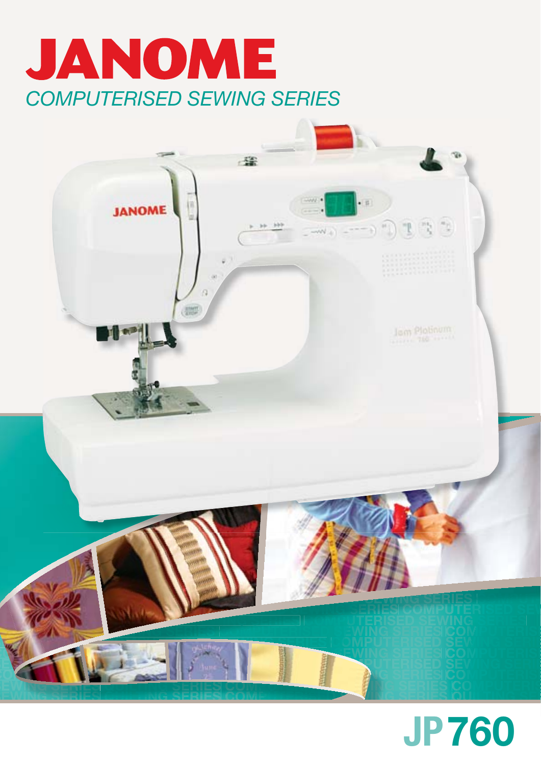# JANOME

*COMPUTERISED SEWING SERIES*

**JP 760**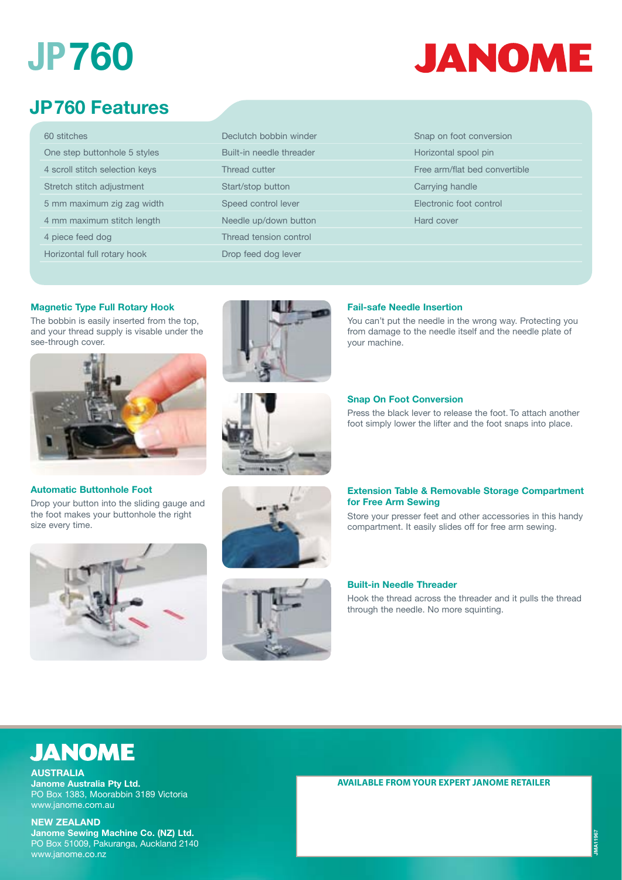# JP760

JANOME

## JP760 Features

| | | |
|---|---|---|
| 60 stitches | Declutch bobbin winder | Snap on foot conversion |
| One step buttonhole 5 styles | Built-in needle threader | Horizontal spool pin |
| 4 scroll stitch selection keys | Thread cutter | Free arm/flat bed convertible |
| Stretch stitch adjustment | Start/stop button | Carrying handle |
| 5 mm maximum zig zag width | Speed control lever | Electronic foot control |
| 4 mm maximum stitch length | Needle up/down button | Hard cover |
| 4 piece feed dog | Thread tension control | |
| Horizontal full rotary hook | Drop feed dog lever | |

### Magnetic Type Full Rotary Hook

The bobbin is easily inserted from the top, and your thread supply is visable under the see-through cover.

### Automatic Buttonhole Foot

Drop your button into the sliding gauge and the foot makes your buttonhole the right size every time.

### Fail-safe Needle Insertion

You can't put the needle in the wrong way. Protecting you from damage to the needle itself and the needle plate of your machine.

### Snap On Foot Conversion

Press the black lever to release the foot. To attach another foot simply lower the lifter and the foot snaps into place.

### Extension Table & Removable Storage Compartment for Free Arm Sewing

Store your presser feet and other accessories in this handy compartment. It easily slides off for free arm sewing.

### Built-in Needle Threader

Hook the thread across the threader and it pulls the thread through the needle. No more squinting.

JANOME

**AUSTRALIA**
**Janome Australia Pty Ltd.**
PO Box 1383, Moorabbin 3189 Victoria
www.janome.com.au

**NEW ZEALAND**
**Janome Sewing Machine Co. (NZ) Ltd.**
PO Box 51009, Pakuranga, Auckland 2140
www.janome.co.nz

**AVAILABLE FROM YOUR EXPERT JANOME RETAILER**

JMA11967